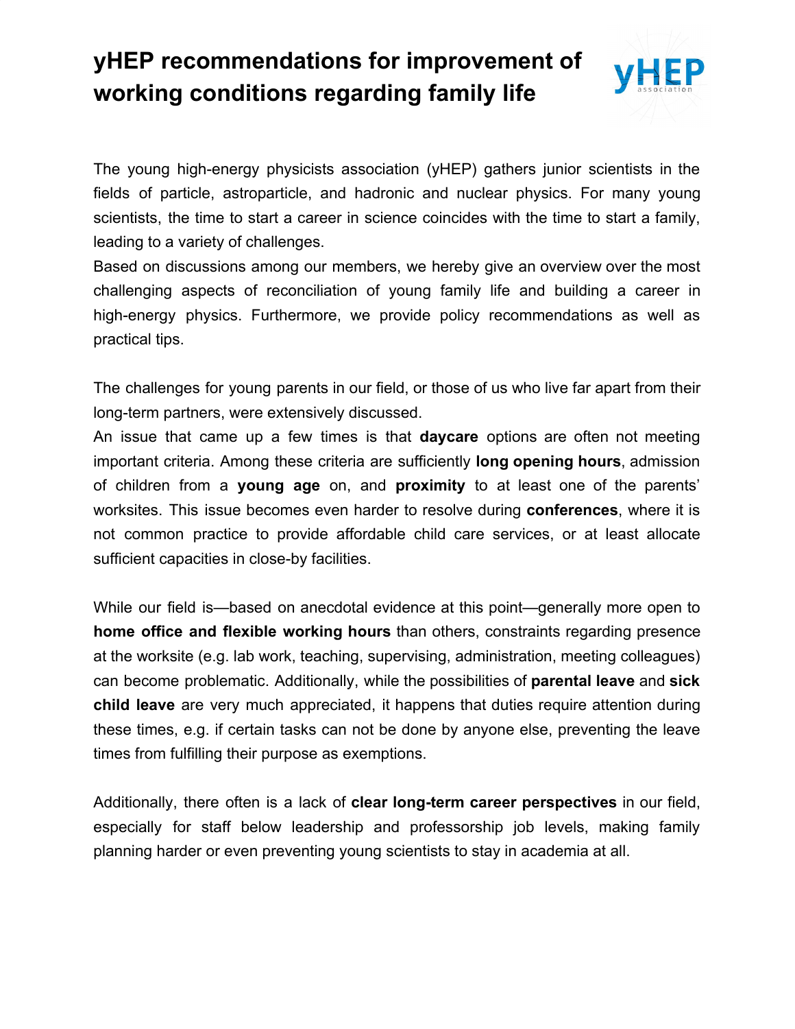# yHEP recommendations for improvement of working conditions regarding family life

The young high-energy physicists association (yHEP) gathers junior scientists in the fields of particle, astroparticle, and hadronic and nuclear physics. For many young scientists, the time to start a career in science coincides with the time to start a family, leading to a variety of challenges.

Based on discussions among our members, we hereby give an overview over the most challenging aspects of reconciliation of young family life and building a career in high-energy physics. Furthermore, we provide policy recommendations as well as practical tips.

The challenges for young parents in our field, or those of us who live far apart from their long-term partners, were extensively discussed.

An issue that came up a few times is that **daycare** options are often not meeting important criteria. Among these criteria are sufficiently **long opening hours**, admission of children from a **young age** on, and **proximity** to at least one of the parents' worksites. This issue becomes even harder to resolve during **conferences**, where it is not common practice to provide affordable child care services, or at least allocate sufficient capacities in close-by facilities.

While our field is—based on anecdotal evidence at this point—generally more open to **home office and flexible working hours** than others, constraints regarding presence at the worksite (e.g. lab work, teaching, supervising, administration, meeting colleagues) can become problematic. Additionally, while the possibilities of **parental leave** and **sick child leave** are very much appreciated, it happens that duties require attention during these times, e.g. if certain tasks can not be done by anyone else, preventing the leave times from fulfilling their purpose as exemptions.

Additionally, there often is a lack of **clear long-term career perspectives** in our field, especially for staff below leadership and professorship job levels, making family planning harder or even preventing young scientists to stay in academia at all.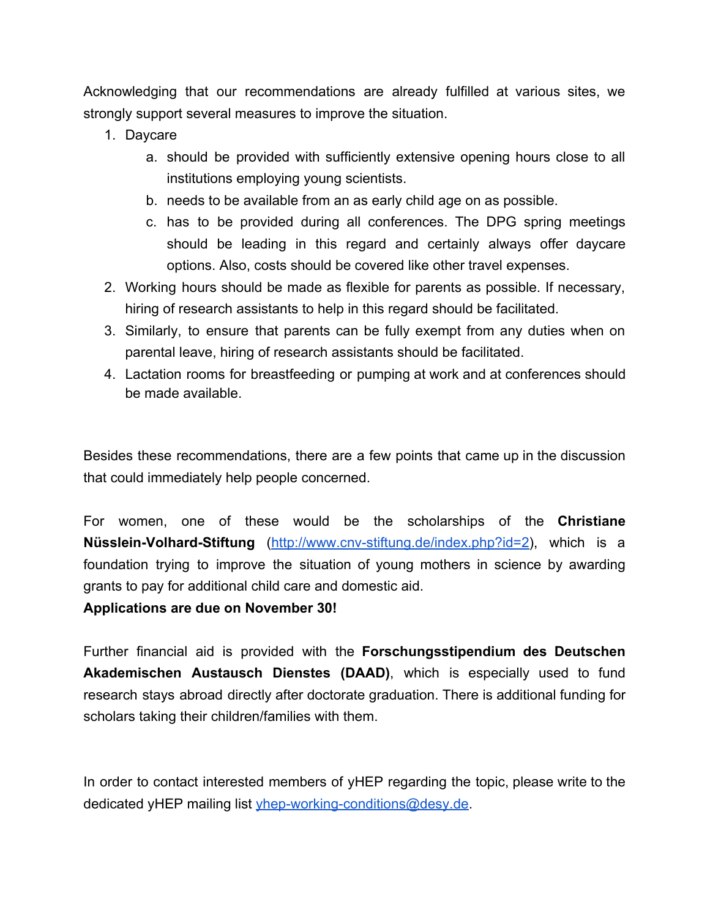Acknowledging that our recommendations are already fulfilled at various sites, we strongly support several measures to improve the situation.

1. Daycare
   a. should be provided with sufficiently extensive opening hours close to all institutions employing young scientists.
   b. needs to be available from an as early child age on as possible.
   c. has to be provided during all conferences. The DPG spring meetings should be leading in this regard and certainly always offer daycare options. Also, costs should be covered like other travel expenses.
2. Working hours should be made as flexible for parents as possible. If necessary, hiring of research assistants to help in this regard should be facilitated.
3. Similarly, to ensure that parents can be fully exempt from any duties when on parental leave, hiring of research assistants should be facilitated.
4. Lactation rooms for breastfeeding or pumping at work and at conferences should be made available.

Besides these recommendations, there are a few points that came up in the discussion that could immediately help people concerned.

For women, one of these would be the scholarships of the **Christiane Nüsslein-Volhard-Stiftung** ([http://www.cnv-stiftung.de/index.php?id=2](http://www.cnv-stiftung.de/index.php?id=2)), which is a foundation trying to improve the situation of young mothers in science by awarding grants to pay for additional child care and domestic aid.

**Applications are due on November 30!**

Further financial aid is provided with the **Forschungsstipendium des Deutschen Akademischen Austausch Dienstes (DAAD)**, which is especially used to fund research stays abroad directly after doctorate graduation. There is additional funding for scholars taking their children/families with them.

In order to contact interested members of yHEP regarding the topic, please write to the dedicated yHEP mailing list [yhep-working-conditions@desy.de](mailto:yhep-working-conditions@desy.de).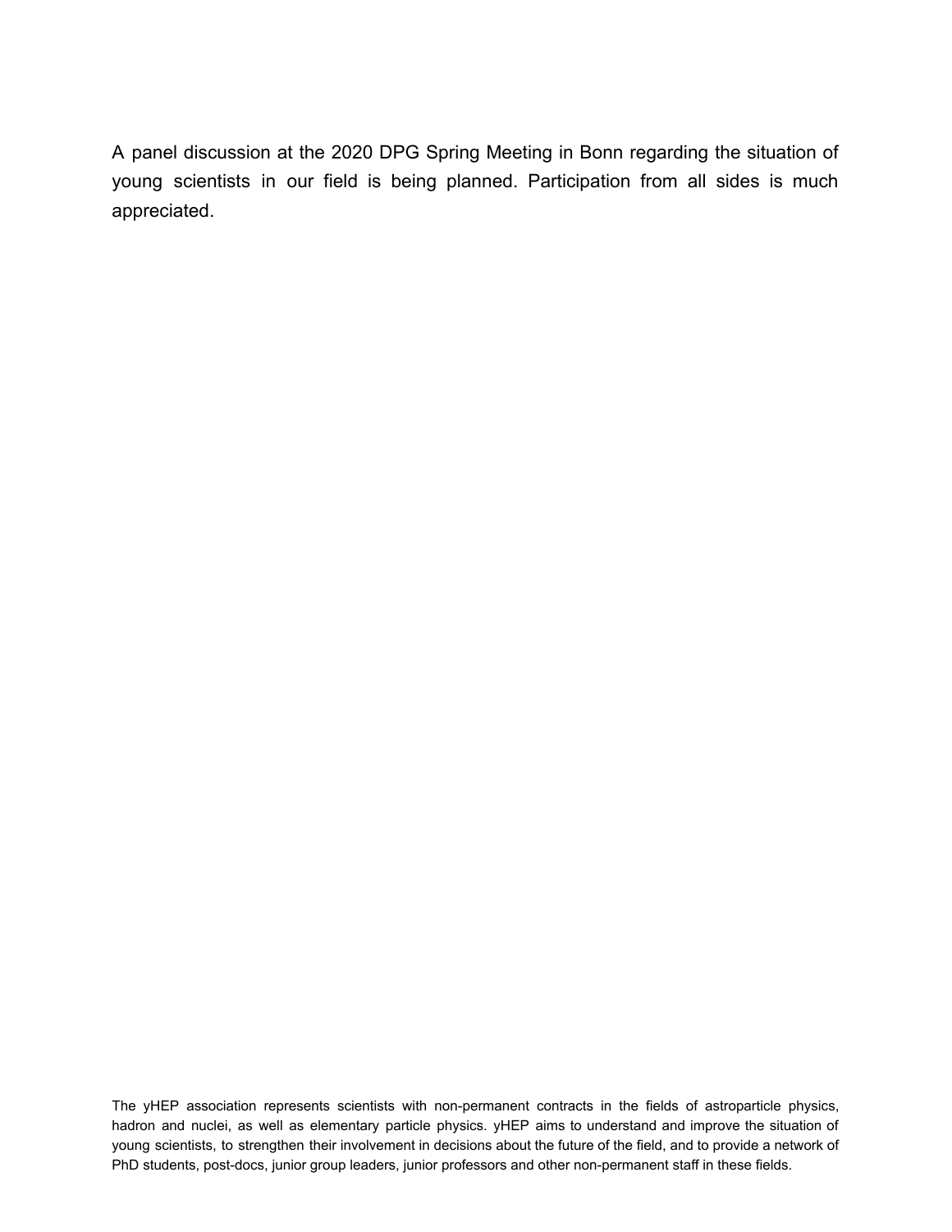A panel discussion at the 2020 DPG Spring Meeting in Bonn regarding the situation of young scientists in our field is being planned. Participation from all sides is much appreciated.

The yHEP association represents scientists with non-permanent contracts in the fields of astroparticle physics, hadron and nuclei, as well as elementary particle physics. yHEP aims to understand and improve the situation of young scientists, to strengthen their involvement in decisions about the future of the field, and to provide a network of PhD students, post-docs, junior group leaders, junior professors and other non-permanent staff in these fields.